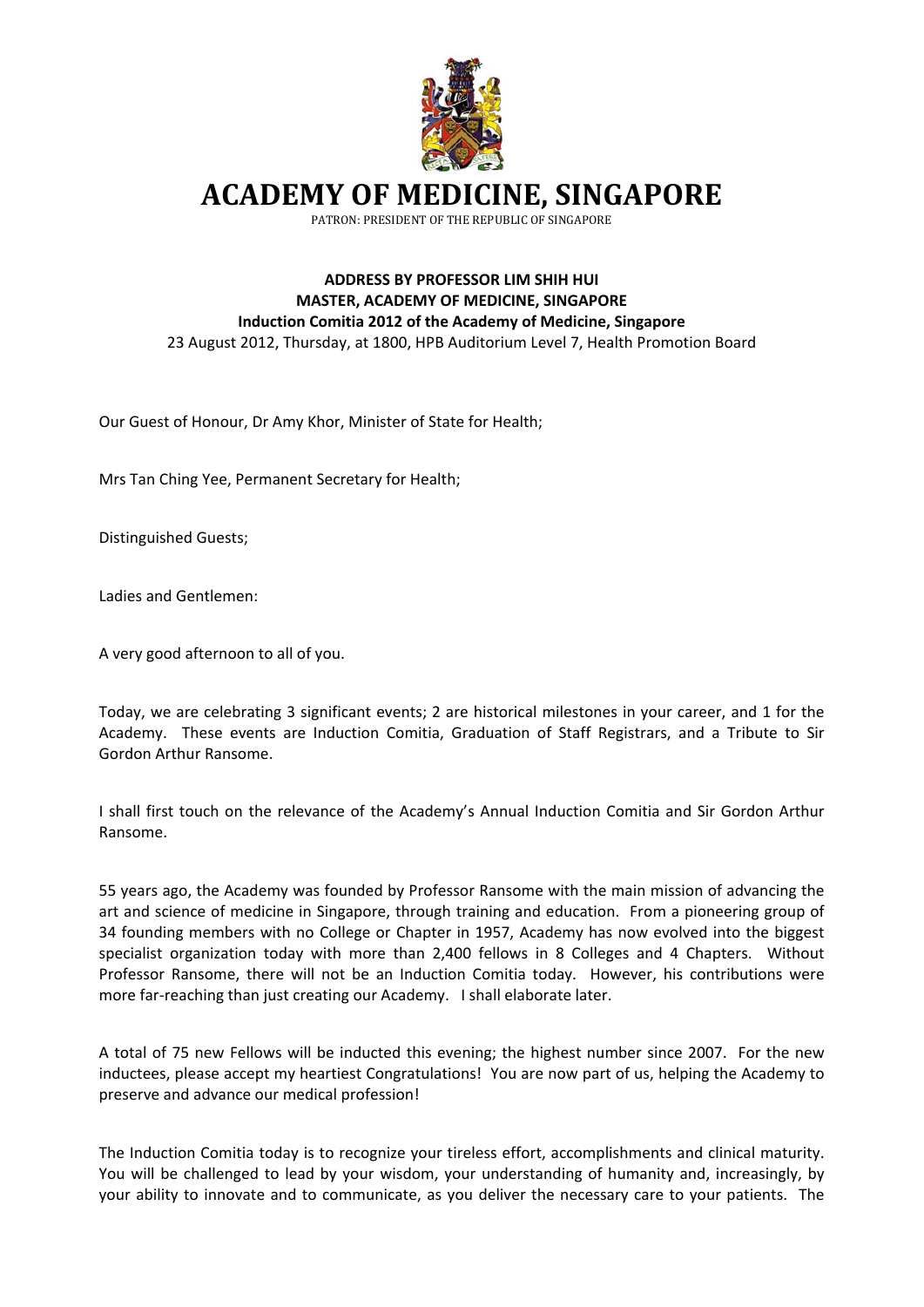# ACADEMY OF MEDICINE, SINGAPORE

PATRON: PRESIDENT OF THE REPUBLIC OF SINGAPORE

**ADDRESS BY PROFESSOR LIM SHIH HUI**
**MASTER, ACADEMY OF MEDICINE, SINGAPORE**
**Induction Comitia 2012 of the Academy of Medicine, Singapore**
23 August 2012, Thursday, at 1800, HPB Auditorium Level 7, Health Promotion Board

Our Guest of Honour, Dr Amy Khor, Minister of State for Health;

Mrs Tan Ching Yee, Permanent Secretary for Health;

Distinguished Guests;

Ladies and Gentlemen:

A very good afternoon to all of you.

Today, we are celebrating 3 significant events; 2 are historical milestones in your career, and 1 for the Academy. These events are Induction Comitia, Graduation of Staff Registrars, and a Tribute to Sir Gordon Arthur Ransome.

I shall first touch on the relevance of the Academy's Annual Induction Comitia and Sir Gordon Arthur Ransome.

55 years ago, the Academy was founded by Professor Ransome with the main mission of advancing the art and science of medicine in Singapore, through training and education. From a pioneering group of 34 founding members with no College or Chapter in 1957, Academy has now evolved into the biggest specialist organization today with more than 2,400 fellows in 8 Colleges and 4 Chapters. Without Professor Ransome, there will not be an Induction Comitia today. However, his contributions were more far-reaching than just creating our Academy. I shall elaborate later.

A total of 75 new Fellows will be inducted this evening; the highest number since 2007. For the new inductees, please accept my heartiest Congratulations! You are now part of us, helping the Academy to preserve and advance our medical profession!

The Induction Comitia today is to recognize your tireless effort, accomplishments and clinical maturity. You will be challenged to lead by your wisdom, your understanding of humanity and, increasingly, by your ability to innovate and to communicate, as you deliver the necessary care to your patients. The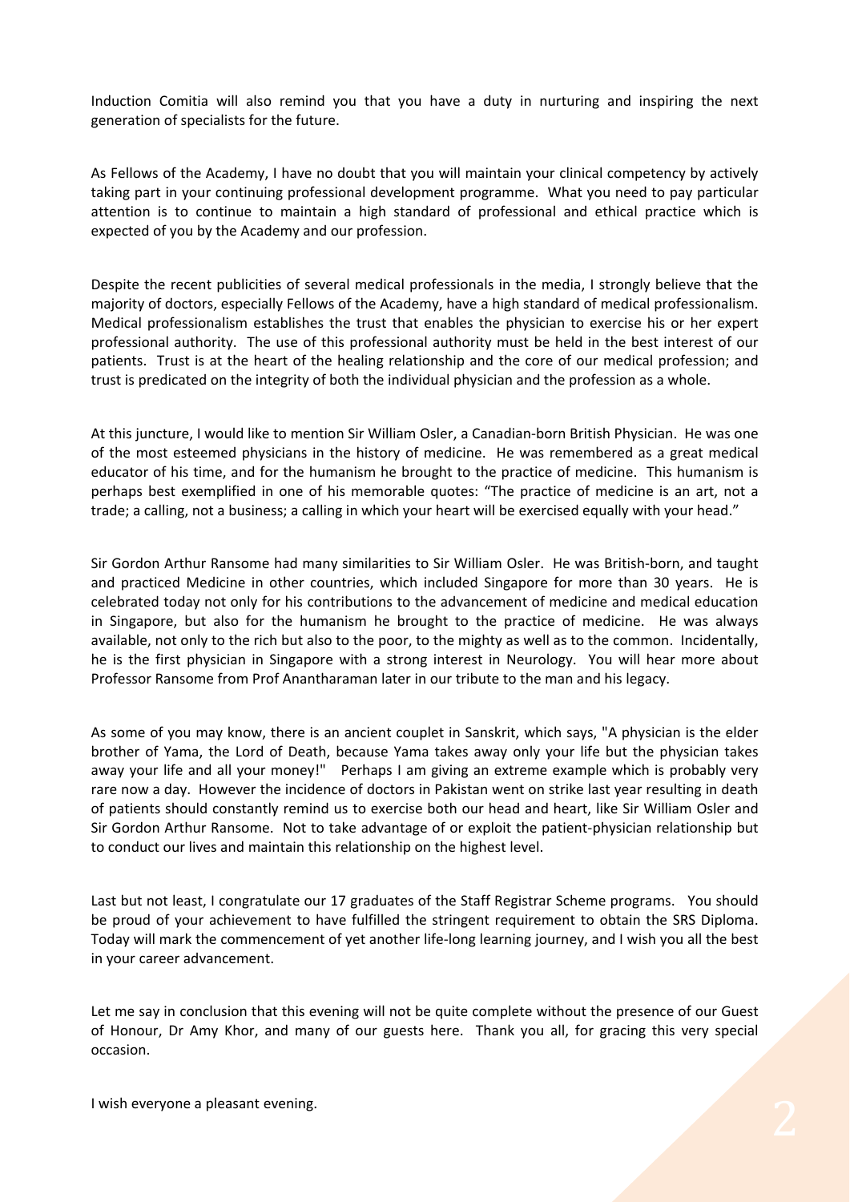Induction Comitia will also remind you that you have a duty in nurturing and inspiring the next generation of specialists for the future.

As Fellows of the Academy, I have no doubt that you will maintain your clinical competency by actively taking part in your continuing professional development programme. What you need to pay particular attention is to continue to maintain a high standard of professional and ethical practice which is expected of you by the Academy and our profession.

Despite the recent publicities of several medical professionals in the media, I strongly believe that the majority of doctors, especially Fellows of the Academy, have a high standard of medical professionalism. Medical professionalism establishes the trust that enables the physician to exercise his or her expert professional authority. The use of this professional authority must be held in the best interest of our patients. Trust is at the heart of the healing relationship and the core of our medical profession; and trust is predicated on the integrity of both the individual physician and the profession as a whole.

At this juncture, I would like to mention Sir William Osler, a Canadian-born British Physician. He was one of the most esteemed physicians in the history of medicine. He was remembered as a great medical educator of his time, and for the humanism he brought to the practice of medicine. This humanism is perhaps best exemplified in one of his memorable quotes: "The practice of medicine is an art, not a trade; a calling, not a business; a calling in which your heart will be exercised equally with your head."

Sir Gordon Arthur Ransome had many similarities to Sir William Osler. He was British-born, and taught and practiced Medicine in other countries, which included Singapore for more than 30 years. He is celebrated today not only for his contributions to the advancement of medicine and medical education in Singapore, but also for the humanism he brought to the practice of medicine. He was always available, not only to the rich but also to the poor, to the mighty as well as to the common. Incidentally, he is the first physician in Singapore with a strong interest in Neurology. You will hear more about Professor Ransome from Prof Anantharaman later in our tribute to the man and his legacy.

As some of you may know, there is an ancient couplet in Sanskrit, which says, "A physician is the elder brother of Yama, the Lord of Death, because Yama takes away only your life but the physician takes away your life and all your money!" Perhaps I am giving an extreme example which is probably very rare now a day. However the incidence of doctors in Pakistan went on strike last year resulting in death of patients should constantly remind us to exercise both our head and heart, like Sir William Osler and Sir Gordon Arthur Ransome. Not to take advantage of or exploit the patient-physician relationship but to conduct our lives and maintain this relationship on the highest level.

Last but not least, I congratulate our 17 graduates of the Staff Registrar Scheme programs. You should be proud of your achievement to have fulfilled the stringent requirement to obtain the SRS Diploma. Today will mark the commencement of yet another life-long learning journey, and I wish you all the best in your career advancement.

Let me say in conclusion that this evening will not be quite complete without the presence of our Guest of Honour, Dr Amy Khor, and many of our guests here. Thank you all, for gracing this very special occasion.

I wish everyone a pleasant evening.